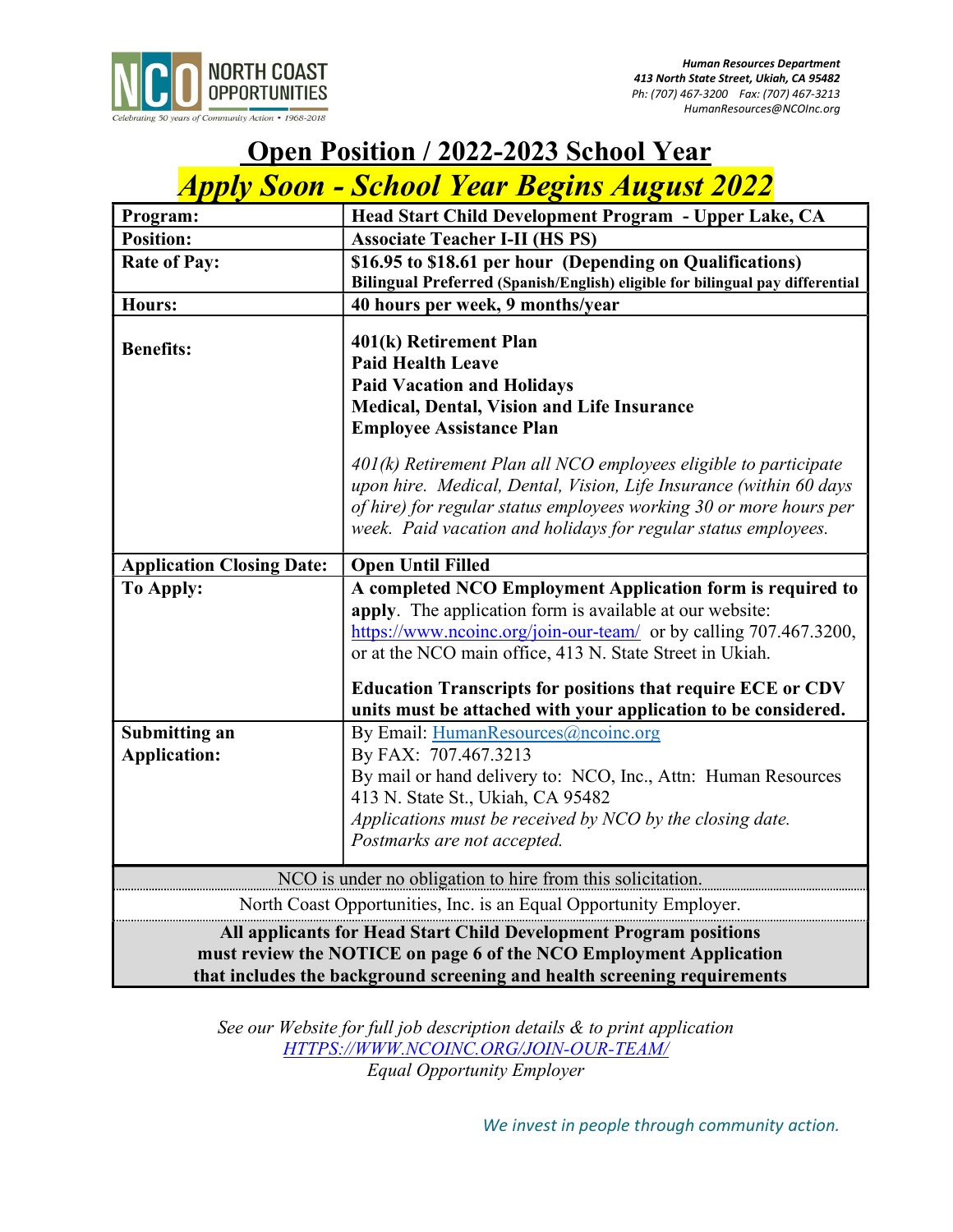NORTH COAST OPPORTUNITIES

*Celebrating 50 years of Community Action • 1968-2018*

***Human Resources Department***
***413 North State Street, Ukiah, CA 95482***
*Ph: (707) 467-3200 Fax: (707) 467-3213*
*HumanResources@NCOInc.org*

# Open Position / 2022-2023 School Year

## *Apply Soon - School Year Begins August 2022*

| | |
|---|---|
| **Program:** | **Head Start Child Development Program - Upper Lake, CA** |
| **Position:** | **Associate Teacher I-II (HS PS)** |
| **Rate of Pay:** | **$16.95 to $18.61 per hour (Depending on Qualifications)**<br>**Bilingual Preferred (Spanish/English) eligible for bilingual pay differential** |
| **Hours:** | **40 hours per week, 9 months/year** |
| **Benefits:** | **401(k) Retirement Plan**<br>**Paid Health Leave**<br>**Paid Vacation and Holidays**<br>**Medical, Dental, Vision and Life Insurance**<br>**Employee Assistance Plan**<br><br>*401(k) Retirement Plan all NCO employees eligible to participate upon hire. Medical, Dental, Vision, Life Insurance (within 60 days of hire) for regular status employees working 30 or more hours per week. Paid vacation and holidays for regular status employees.* |
| **Application Closing Date:** | **Open Until Filled** |
| **To Apply:** | **A completed NCO Employment Application form is required to apply**. The application form is available at our website: https://www.ncoinc.org/join-our-team/ or by calling 707.467.3200, or at the NCO main office, 413 N. State Street in Ukiah.<br><br>**Education Transcripts for positions that require ECE or CDV units must be attached with your application to be considered.** |
| **Submitting an Application:** | By Email: HumanResources@ncoinc.org<br>By FAX: 707.467.3213<br>By mail or hand delivery to: NCO, Inc., Attn: Human Resources 413 N. State St., Ukiah, CA 95482<br>*Applications must be received by NCO by the closing date. Postmarks are not accepted.* |

NCO is under no obligation to hire from this solicitation.

North Coast Opportunities, Inc. is an Equal Opportunity Employer.

**All applicants for Head Start Child Development Program positions must review the NOTICE on page 6 of the NCO Employment Application that includes the background screening and health screening requirements**

*See our Website for full job description details & to print application*
*HTTPS://WWW.NCOINC.ORG/JOIN-OUR-TEAM/*
*Equal Opportunity Employer*

*We invest in people through community action.*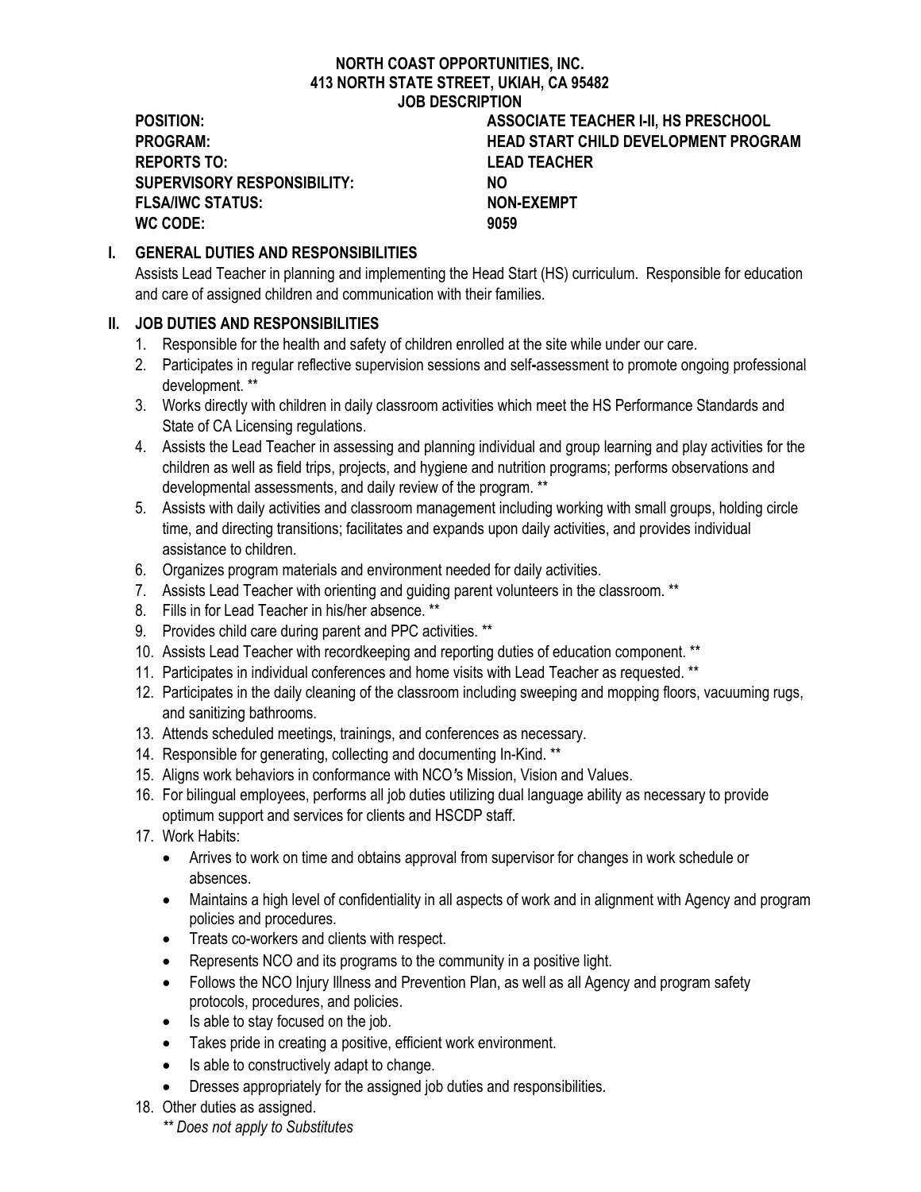**NORTH COAST OPPORTUNITIES, INC.**
**413 NORTH STATE STREET, UKIAH, CA 95482**
**JOB DESCRIPTION**

| | |
|---|---|
| **POSITION:** | **ASSOCIATE TEACHER I-II, HS PRESCHOOL** |
| **PROGRAM:** | **HEAD START CHILD DEVELOPMENT PROGRAM** |
| **REPORTS TO:** | **LEAD TEACHER** |
| **SUPERVISORY RESPONSIBILITY:** | **NO** |
| **FLSA/IWC STATUS:** | **NON-EXEMPT** |
| **WC CODE:** | **9059** |

## I. GENERAL DUTIES AND RESPONSIBILITIES

Assists Lead Teacher in planning and implementing the Head Start (HS) curriculum. Responsible for education and care of assigned children and communication with their families.

## II. JOB DUTIES AND RESPONSIBILITIES

1. Responsible for the health and safety of children enrolled at the site while under our care.
2. Participates in regular reflective supervision sessions and self-assessment to promote ongoing professional development. **
3. Works directly with children in daily classroom activities which meet the HS Performance Standards and State of CA Licensing regulations.
4. Assists the Lead Teacher in assessing and planning individual and group learning and play activities for the children as well as field trips, projects, and hygiene and nutrition programs; performs observations and developmental assessments, and daily review of the program. **
5. Assists with daily activities and classroom management including working with small groups, holding circle time, and directing transitions; facilitates and expands upon daily activities, and provides individual assistance to children.
6. Organizes program materials and environment needed for daily activities.
7. Assists Lead Teacher with orienting and guiding parent volunteers in the classroom. **
8. Fills in for Lead Teacher in his/her absence. **
9. Provides child care during parent and PPC activities. **
10. Assists Lead Teacher with recordkeeping and reporting duties of education component. **
11. Participates in individual conferences and home visits with Lead Teacher as requested. **
12. Participates in the daily cleaning of the classroom including sweeping and mopping floors, vacuuming rugs, and sanitizing bathrooms.
13. Attends scheduled meetings, trainings, and conferences as necessary.
14. Responsible for generating, collecting and documenting In-Kind. **
15. Aligns work behaviors in conformance with NCO's Mission, Vision and Values.
16. For bilingual employees, performs all job duties utilizing dual language ability as necessary to provide optimum support and services for clients and HSCDP staff.
17. Work Habits:
    - Arrives to work on time and obtains approval from supervisor for changes in work schedule or absences.
    - Maintains a high level of confidentiality in all aspects of work and in alignment with Agency and program policies and procedures.
    - Treats co-workers and clients with respect.
    - Represents NCO and its programs to the community in a positive light.
    - Follows the NCO Injury Illness and Prevention Plan, as well as all Agency and program safety protocols, procedures, and policies.
    - Is able to stay focused on the job.
    - Takes pride in creating a positive, efficient work environment.
    - Is able to constructively adapt to change.
    - Dresses appropriately for the assigned job duties and responsibilities.
18. Other duties as assigned.

*** Does not apply to Substitutes*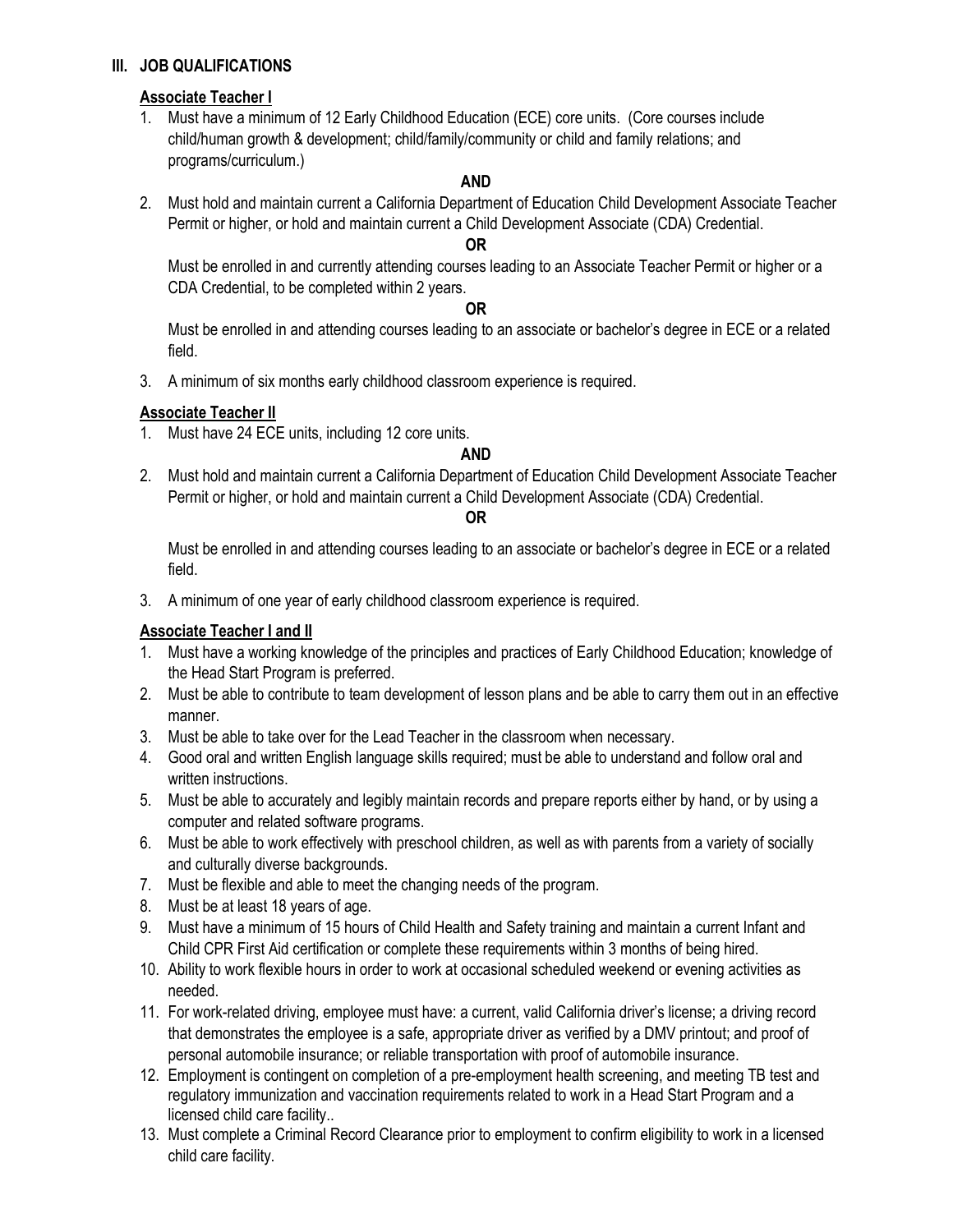## III. JOB QUALIFICATIONS

### Associate Teacher I

1. Must have a minimum of 12 Early Childhood Education (ECE) core units. (Core courses include child/human growth & development; child/family/community or child and family relations; and programs/curriculum.)

   **AND**

2. Must hold and maintain current a California Department of Education Child Development Associate Teacher Permit or higher, or hold and maintain current a Child Development Associate (CDA) Credential.

   **OR**

   Must be enrolled in and currently attending courses leading to an Associate Teacher Permit or higher or a CDA Credential, to be completed within 2 years.

   **OR**

   Must be enrolled in and attending courses leading to an associate or bachelor's degree in ECE or a related field.

3. A minimum of six months early childhood classroom experience is required.

### Associate Teacher II

1. Must have 24 ECE units, including 12 core units.

   **AND**

2. Must hold and maintain current a California Department of Education Child Development Associate Teacher Permit or higher, or hold and maintain current a Child Development Associate (CDA) Credential.

   **OR**

   Must be enrolled in and attending courses leading to an associate or bachelor's degree in ECE or a related field.

3. A minimum of one year of early childhood classroom experience is required.

### Associate Teacher I and II

1. Must have a working knowledge of the principles and practices of Early Childhood Education; knowledge of the Head Start Program is preferred.
2. Must be able to contribute to team development of lesson plans and be able to carry them out in an effective manner.
3. Must be able to take over for the Lead Teacher in the classroom when necessary.
4. Good oral and written English language skills required; must be able to understand and follow oral and written instructions.
5. Must be able to accurately and legibly maintain records and prepare reports either by hand, or by using a computer and related software programs.
6. Must be able to work effectively with preschool children, as well as with parents from a variety of socially and culturally diverse backgrounds.
7. Must be flexible and able to meet the changing needs of the program.
8. Must be at least 18 years of age.
9. Must have a minimum of 15 hours of Child Health and Safety training and maintain a current Infant and Child CPR First Aid certification or complete these requirements within 3 months of being hired.
10. Ability to work flexible hours in order to work at occasional scheduled weekend or evening activities as needed.
11. For work-related driving, employee must have: a current, valid California driver's license; a driving record that demonstrates the employee is a safe, appropriate driver as verified by a DMV printout; and proof of personal automobile insurance; or reliable transportation with proof of automobile insurance.
12. Employment is contingent on completion of a pre-employment health screening, and meeting TB test and regulatory immunization and vaccination requirements related to work in a Head Start Program and a licensed child care facility..
13. Must complete a Criminal Record Clearance prior to employment to confirm eligibility to work in a licensed child care facility.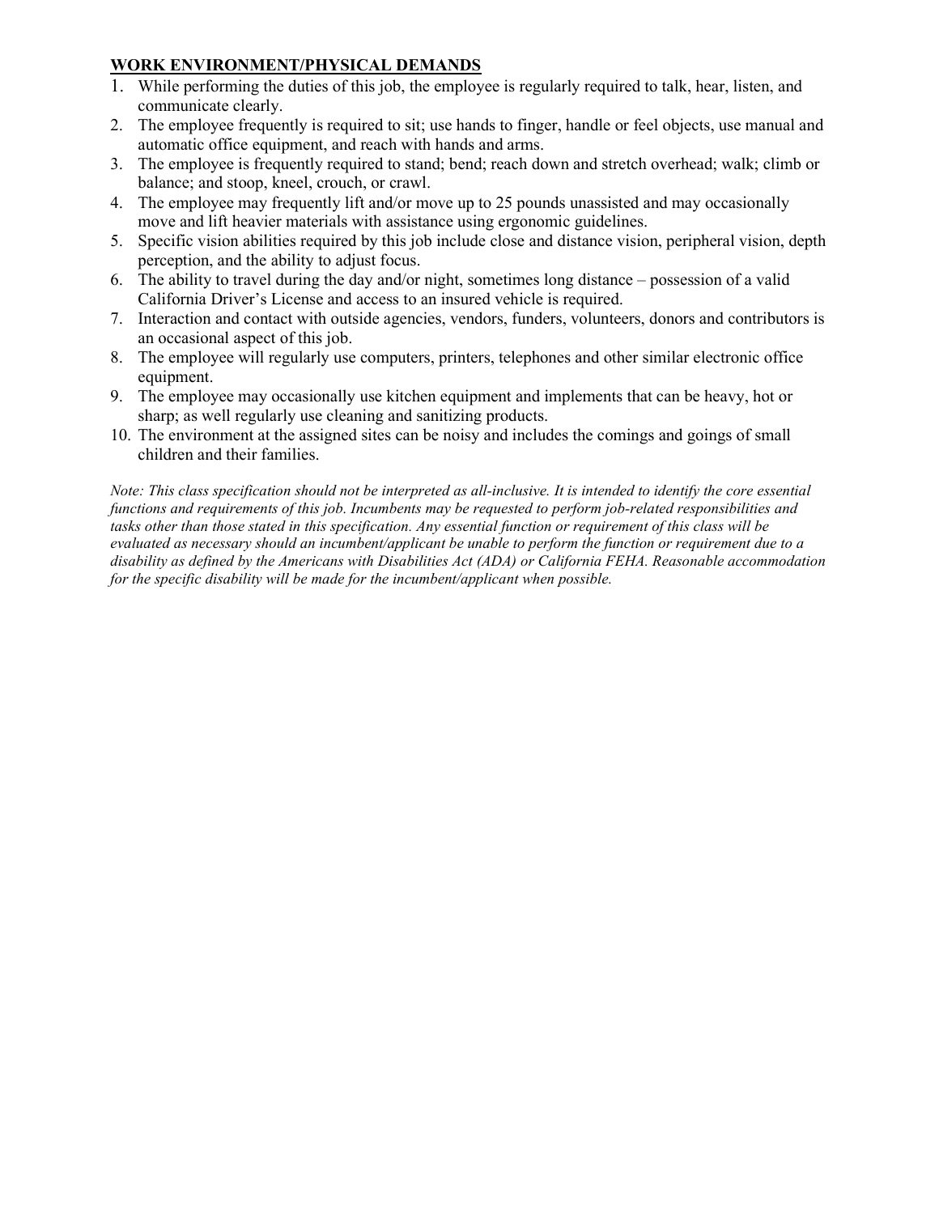## WORK ENVIRONMENT/PHYSICAL DEMANDS

1. While performing the duties of this job, the employee is regularly required to talk, hear, listen, and communicate clearly.
2. The employee frequently is required to sit; use hands to finger, handle or feel objects, use manual and automatic office equipment, and reach with hands and arms.
3. The employee is frequently required to stand; bend; reach down and stretch overhead; walk; climb or balance; and stoop, kneel, crouch, or crawl.
4. The employee may frequently lift and/or move up to 25 pounds unassisted and may occasionally move and lift heavier materials with assistance using ergonomic guidelines.
5. Specific vision abilities required by this job include close and distance vision, peripheral vision, depth perception, and the ability to adjust focus.
6. The ability to travel during the day and/or night, sometimes long distance – possession of a valid California Driver's License and access to an insured vehicle is required.
7. Interaction and contact with outside agencies, vendors, funders, volunteers, donors and contributors is an occasional aspect of this job.
8. The employee will regularly use computers, printers, telephones and other similar electronic office equipment.
9. The employee may occasionally use kitchen equipment and implements that can be heavy, hot or sharp; as well regularly use cleaning and sanitizing products.
10. The environment at the assigned sites can be noisy and includes the comings and goings of small children and their families.

*Note: This class specification should not be interpreted as all-inclusive. It is intended to identify the core essential functions and requirements of this job. Incumbents may be requested to perform job-related responsibilities and tasks other than those stated in this specification. Any essential function or requirement of this class will be evaluated as necessary should an incumbent/applicant be unable to perform the function or requirement due to a disability as defined by the Americans with Disabilities Act (ADA) or California FEHA. Reasonable accommodation for the specific disability will be made for the incumbent/applicant when possible.*